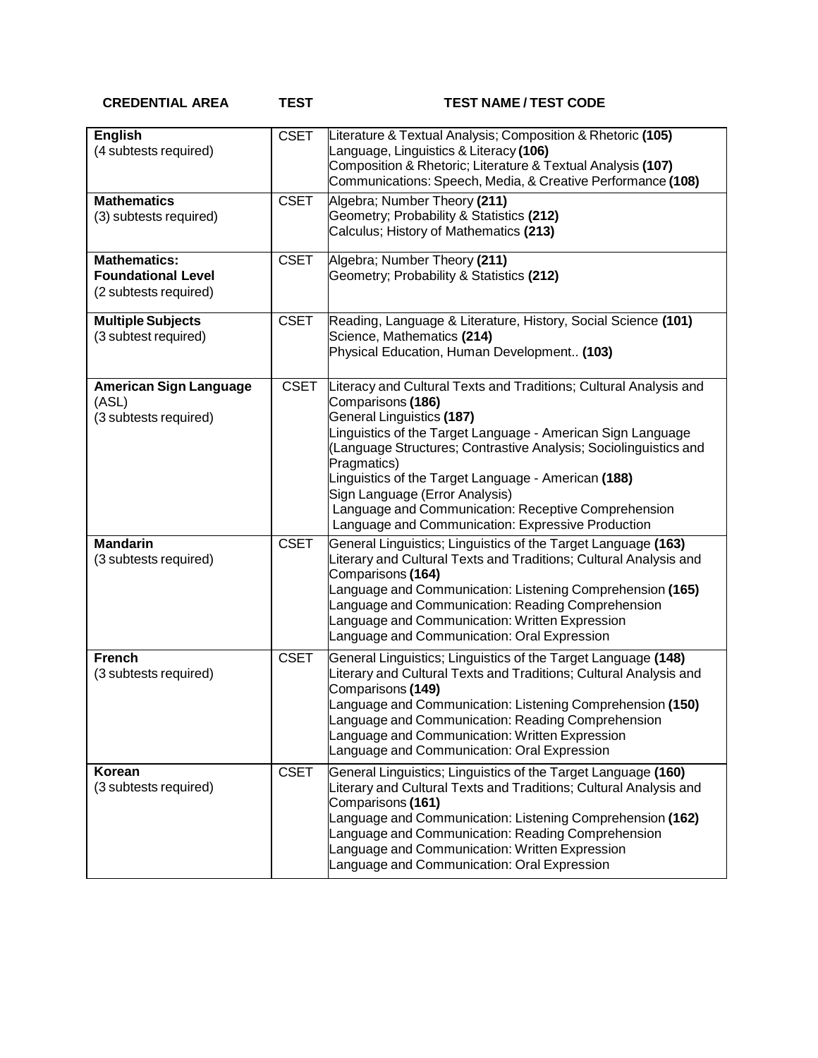| CREDENTIAL AREA | TEST | TEST NAME / TEST CODE |
|---|---|---|
| **English**<br>(4 subtests required) | CSET | Literature & Textual Analysis; Composition & Rhetoric **(105)**<br>Language, Linguistics & Literacy **(106)**<br>Composition & Rhetoric; Literature & Textual Analysis **(107)**<br>Communications: Speech, Media, & Creative Performance **(108)** |
| **Mathematics**<br>(3) subtests required) | CSET | Algebra; Number Theory **(211)**<br>Geometry; Probability & Statistics **(212)**<br>Calculus; History of Mathematics **(213)** |
| **Mathematics: Foundational Level**<br>(2 subtests required) | CSET | Algebra; Number Theory **(211)**<br>Geometry; Probability & Statistics **(212)** |
| **Multiple Subjects**<br>(3 subtest required) | CSET | Reading, Language & Literature, History, Social Science **(101)**<br>Science, Mathematics **(214)**<br>Physical Education, Human Development.. **(103)** |
| **American Sign Language** (ASL)<br>(3 subtests required) | CSET | Literacy and Cultural Texts and Traditions; Cultural Analysis and Comparisons **(186)**<br>General Linguistics **(187)**<br>Linguistics of the Target Language - American Sign Language (Language Structures; Contrastive Analysis; Sociolinguistics and Pragmatics)<br>Linguistics of the Target Language - American **(188)**<br>Sign Language (Error Analysis)<br>Language and Communication: Receptive Comprehension<br>Language and Communication: Expressive Production |
| **Mandarin**<br>(3 subtests required) | CSET | General Linguistics; Linguistics of the Target Language **(163)**<br>Literary and Cultural Texts and Traditions; Cultural Analysis and Comparisons **(164)**<br>Language and Communication: Listening Comprehension **(165)**<br>Language and Communication: Reading Comprehension<br>Language and Communication: Written Expression<br>Language and Communication: Oral Expression |
| **French**<br>(3 subtests required) | CSET | General Linguistics; Linguistics of the Target Language **(148)**<br>Literary and Cultural Texts and Traditions; Cultural Analysis and Comparisons **(149)**<br>Language and Communication: Listening Comprehension **(150)**<br>Language and Communication: Reading Comprehension<br>Language and Communication: Written Expression<br>Language and Communication: Oral Expression |
| **Korean**<br>(3 subtests required) | CSET | General Linguistics; Linguistics of the Target Language **(160)**<br>Literary and Cultural Texts and Traditions; Cultural Analysis and Comparisons **(161)**<br>Language and Communication: Listening Comprehension **(162)**<br>Language and Communication: Reading Comprehension<br>Language and Communication: Written Expression<br>Language and Communication: Oral Expression |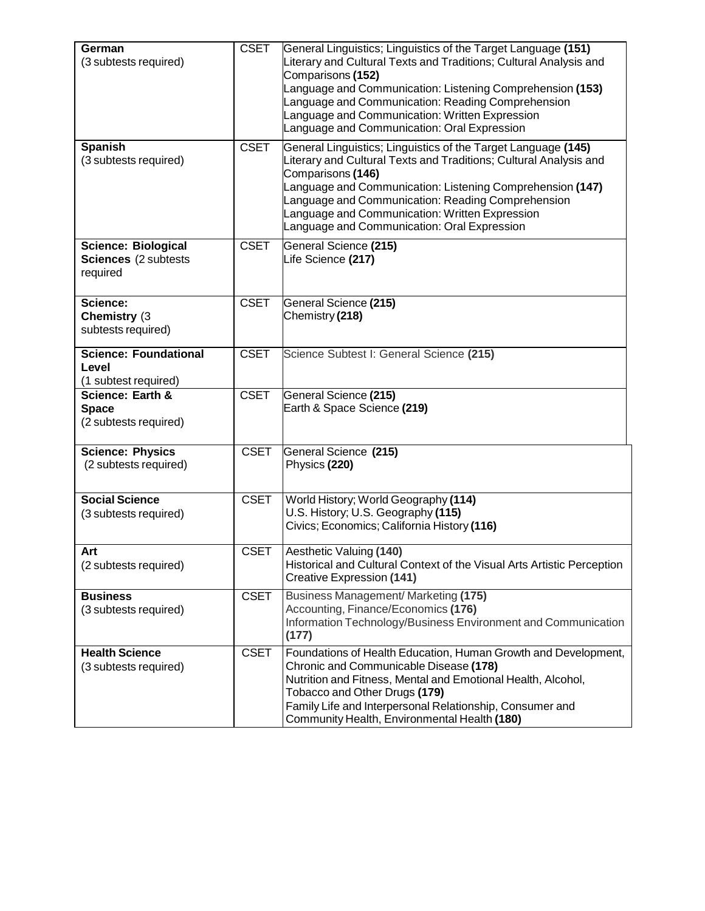| | | |
|---|---|---|
| **German** (3 subtests required) | CSET | General Linguistics; Linguistics of the Target Language **(151)**<br>Literary and Cultural Texts and Traditions; Cultural Analysis and Comparisons **(152)**<br>Language and Communication: Listening Comprehension **(153)**<br>Language and Communication: Reading Comprehension<br>Language and Communication: Written Expression<br>Language and Communication: Oral Expression |
| **Spanish** (3 subtests required) | CSET | General Linguistics; Linguistics of the Target Language **(145)**<br>Literary and Cultural Texts and Traditions; Cultural Analysis and Comparisons **(146)**<br>Language and Communication: Listening Comprehension **(147)**<br>Language and Communication: Reading Comprehension<br>Language and Communication: Written Expression<br>Language and Communication: Oral Expression |
| **Science: Biological Sciences** (2 subtests required | CSET | General Science **(215)**<br>Life Science **(217)** |
| **Science: Chemistry** (3 subtests required) | CSET | General Science **(215)**<br>Chemistry **(218)** |
| **Science: Foundational Level** (1 subtest required) | CSET | Science Subtest I: General Science **(215)** |
| **Science: Earth & Space** (2 subtests required) | CSET | General Science **(215)**<br>Earth & Space Science **(219)** |
| **Science: Physics** (2 subtests required) | CSET | General Science **(215)**<br>Physics **(220)** |
| **Social Science** (3 subtests required) | CSET | World History; World Geography **(114)**<br>U.S. History; U.S. Geography **(115)**<br>Civics; Economics; California History **(116)** |
| **Art** (2 subtests required) | CSET | Aesthetic Valuing **(140)**<br>Historical and Cultural Context of the Visual Arts Artistic Perception<br>Creative Expression **(141)** |
| **Business** (3 subtests required) | CSET | Business Management/ Marketing **(175)**<br>Accounting, Finance/Economics **(176)**<br>Information Technology/Business Environment and Communication **(177)** |
| **Health Science** (3 subtests required) | CSET | Foundations of Health Education, Human Growth and Development, Chronic and Communicable Disease **(178)**<br>Nutrition and Fitness, Mental and Emotional Health, Alcohol, Tobacco and Other Drugs **(179)**<br>Family Life and Interpersonal Relationship, Consumer and Community Health, Environmental Health **(180)** |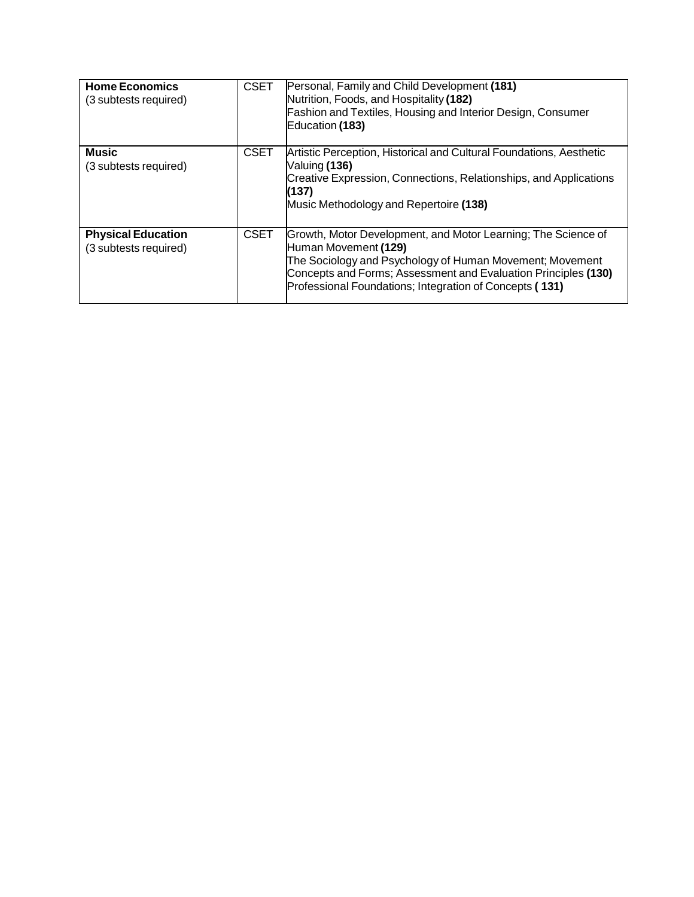| | | |
|---|---|---|
| **Home Economics**<br>(3 subtests required) | CSET | Personal, Family and Child Development **(181)**<br>Nutrition, Foods, and Hospitality **(182)**<br>Fashion and Textiles, Housing and Interior Design, Consumer Education **(183)** |
| **Music**<br>(3 subtests required) | CSET | Artistic Perception, Historical and Cultural Foundations, Aesthetic Valuing **(136)**<br>Creative Expression, Connections, Relationships, and Applications **(137)**<br>Music Methodology and Repertoire **(138)** |
| **Physical Education**<br>(3 subtests required) | CSET | Growth, Motor Development, and Motor Learning; The Science of Human Movement **(129)**<br>The Sociology and Psychology of Human Movement; Movement Concepts and Forms; Assessment and Evaluation Principles **(130)**<br>Professional Foundations; Integration of Concepts **( 131)** |